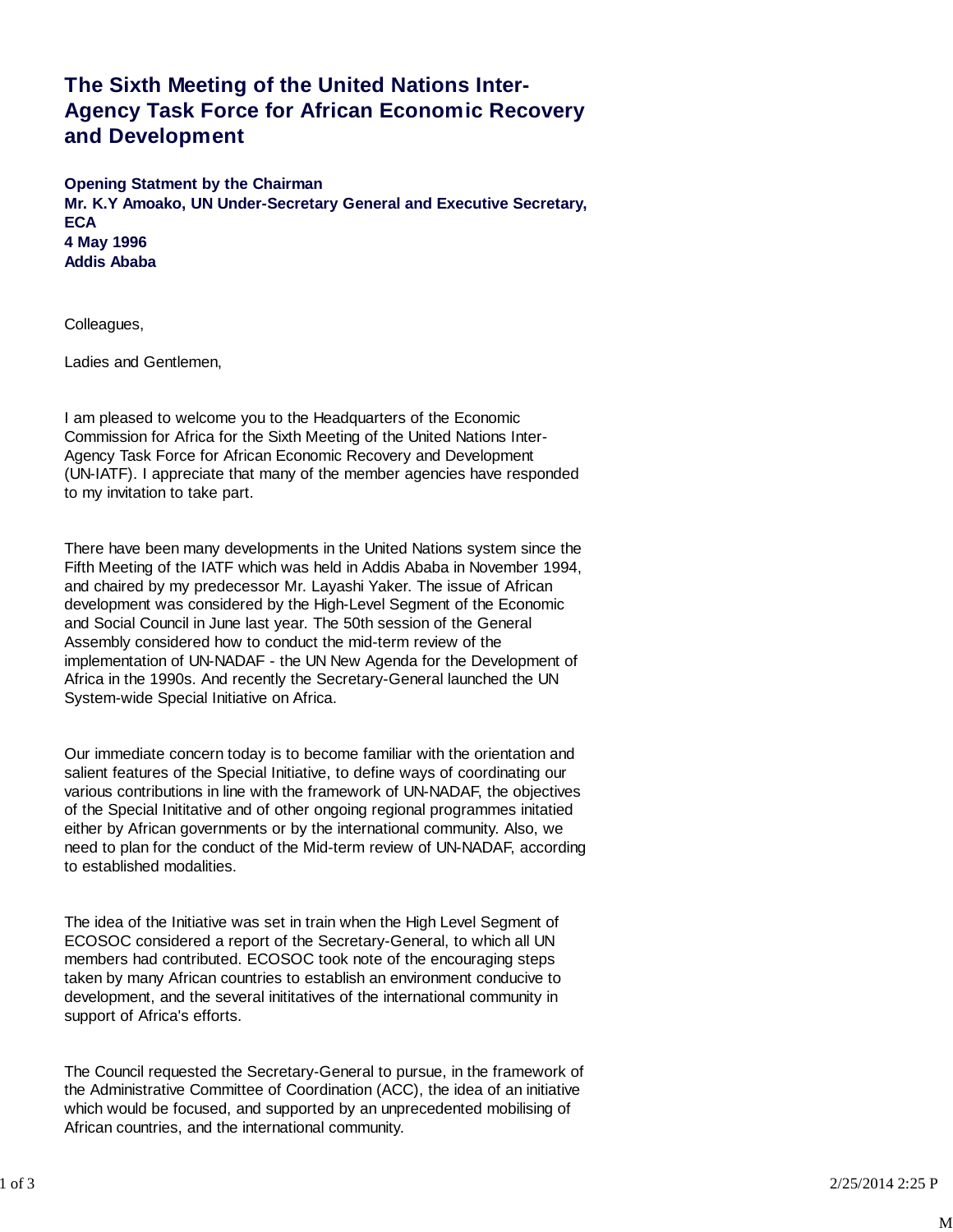# The Sixth Meeting of the United Nations Inter-Agency Task Force for African Economic Recovery and Development

**Opening Statment by the Chairman**
**Mr. K.Y Amoako, UN Under-Secretary General and Executive Secretary, ECA**
**4 May 1996**
**Addis Ababa**

Colleagues,

Ladies and Gentlemen,

I am pleased to welcome you to the Headquarters of the Economic Commission for Africa for the Sixth Meeting of the United Nations Inter-Agency Task Force for African Economic Recovery and Development (UN-IATF). I appreciate that many of the member agencies have responded to my invitation to take part.

There have been many developments in the United Nations system since the Fifth Meeting of the IATF which was held in Addis Ababa in November 1994, and chaired by my predecessor Mr. Layashi Yaker. The issue of African development was considered by the High-Level Segment of the Economic and Social Council in June last year. The 50th session of the General Assembly considered how to conduct the mid-term review of the implementation of UN-NADAF - the UN New Agenda for the Development of Africa in the 1990s. And recently the Secretary-General launched the UN System-wide Special Initiative on Africa.

Our immediate concern today is to become familiar with the orientation and salient features of the Special Initiative, to define ways of coordinating our various contributions in line with the framework of UN-NADAF, the objectives of the Special Inititative and of other ongoing regional programmes initatied either by African governments or by the international community. Also, we need to plan for the conduct of the Mid-term review of UN-NADAF, according to established modalities.

The idea of the Initiative was set in train when the High Level Segment of ECOSOC considered a report of the Secretary-General, to which all UN members had contributed. ECOSOC took note of the encouraging steps taken by many African countries to establish an environment conducive to development, and the several inititatives of the international community in support of Africa's efforts.

The Council requested the Secretary-General to pursue, in the framework of the Administrative Committee of Coordination (ACC), the idea of an initiative which would be focused, and supported by an unprecedented mobilising of African countries, and the international community.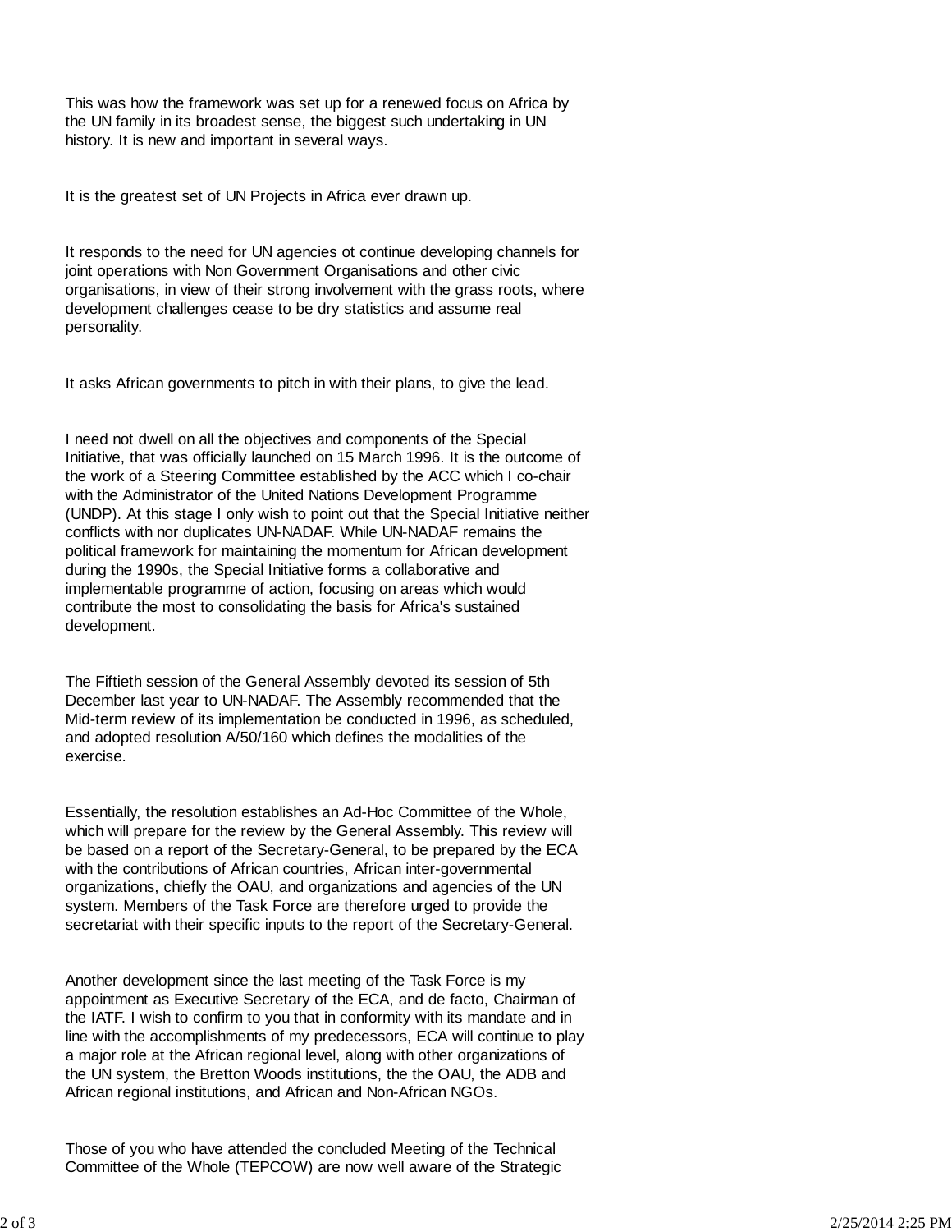This was how the framework was set up for a renewed focus on Africa by the UN family in its broadest sense, the biggest such undertaking in UN history. It is new and important in several ways.

It is the greatest set of UN Projects in Africa ever drawn up.

It responds to the need for UN agencies ot continue developing channels for joint operations with Non Government Organisations and other civic organisations, in view of their strong involvement with the grass roots, where development challenges cease to be dry statistics and assume real personality.

It asks African governments to pitch in with their plans, to give the lead.

I need not dwell on all the objectives and components of the Special Initiative, that was officially launched on 15 March 1996. It is the outcome of the work of a Steering Committee established by the ACC which I co-chair with the Administrator of the United Nations Development Programme (UNDP). At this stage I only wish to point out that the Special Initiative neither conflicts with nor duplicates UN-NADAF. While UN-NADAF remains the political framework for maintaining the momentum for African development during the 1990s, the Special Initiative forms a collaborative and implementable programme of action, focusing on areas which would contribute the most to consolidating the basis for Africa's sustained development.

The Fiftieth session of the General Assembly devoted its session of 5th December last year to UN-NADAF. The Assembly recommended that the Mid-term review of its implementation be conducted in 1996, as scheduled, and adopted resolution A/50/160 which defines the modalities of the exercise.

Essentially, the resolution establishes an Ad-Hoc Committee of the Whole, which will prepare for the review by the General Assembly. This review will be based on a report of the Secretary-General, to be prepared by the ECA with the contributions of African countries, African inter-governmental organizations, chiefly the OAU, and organizations and agencies of the UN system. Members of the Task Force are therefore urged to provide the secretariat with their specific inputs to the report of the Secretary-General.

Another development since the last meeting of the Task Force is my appointment as Executive Secretary of the ECA, and de facto, Chairman of the IATF. I wish to confirm to you that in conformity with its mandate and in line with the accomplishments of my predecessors, ECA will continue to play a major role at the African regional level, along with other organizations of the UN system, the Bretton Woods institutions, the the OAU, the ADB and African regional institutions, and African and Non-African NGOs.

Those of you who have attended the concluded Meeting of the Technical Committee of the Whole (TEPCOW) are now well aware of the Strategic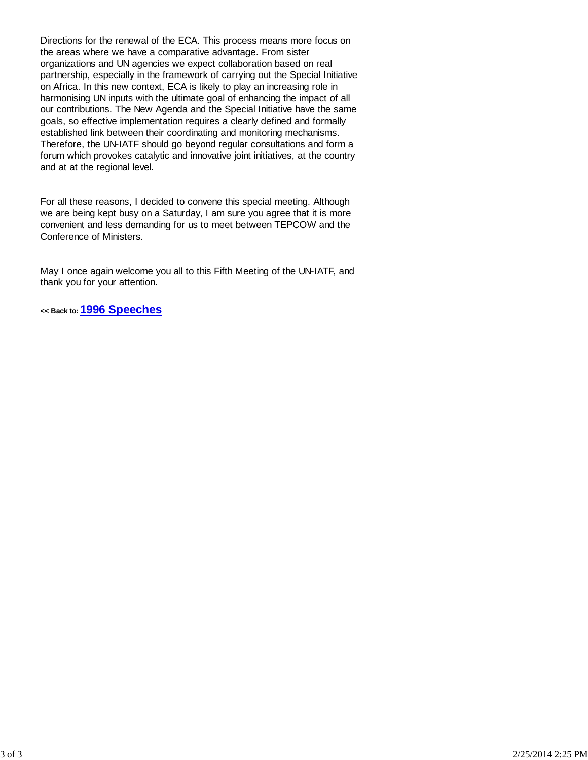Directions for the renewal of the ECA. This process means more focus on the areas where we have a comparative advantage. From sister organizations and UN agencies we expect collaboration based on real partnership, especially in the framework of carrying out the Special Initiative on Africa. In this new context, ECA is likely to play an increasing role in harmonising UN inputs with the ultimate goal of enhancing the impact of all our contributions. The New Agenda and the Special Initiative have the same goals, so effective implementation requires a clearly defined and formally established link between their coordinating and monitoring mechanisms. Therefore, the UN-IATF should go beyond regular consultations and form a forum which provokes catalytic and innovative joint initiatives, at the country and at at the regional level.

For all these reasons, I decided to convene this special meeting. Although we are being kept busy on a Saturday, I am sure you agree that it is more convenient and less demanding for us to meet between TEPCOW and the Conference of Ministers.

May I once again welcome you all to this Fifth Meeting of the UN-IATF, and thank you for your attention.

**<< Back to: 1996 Speeches**